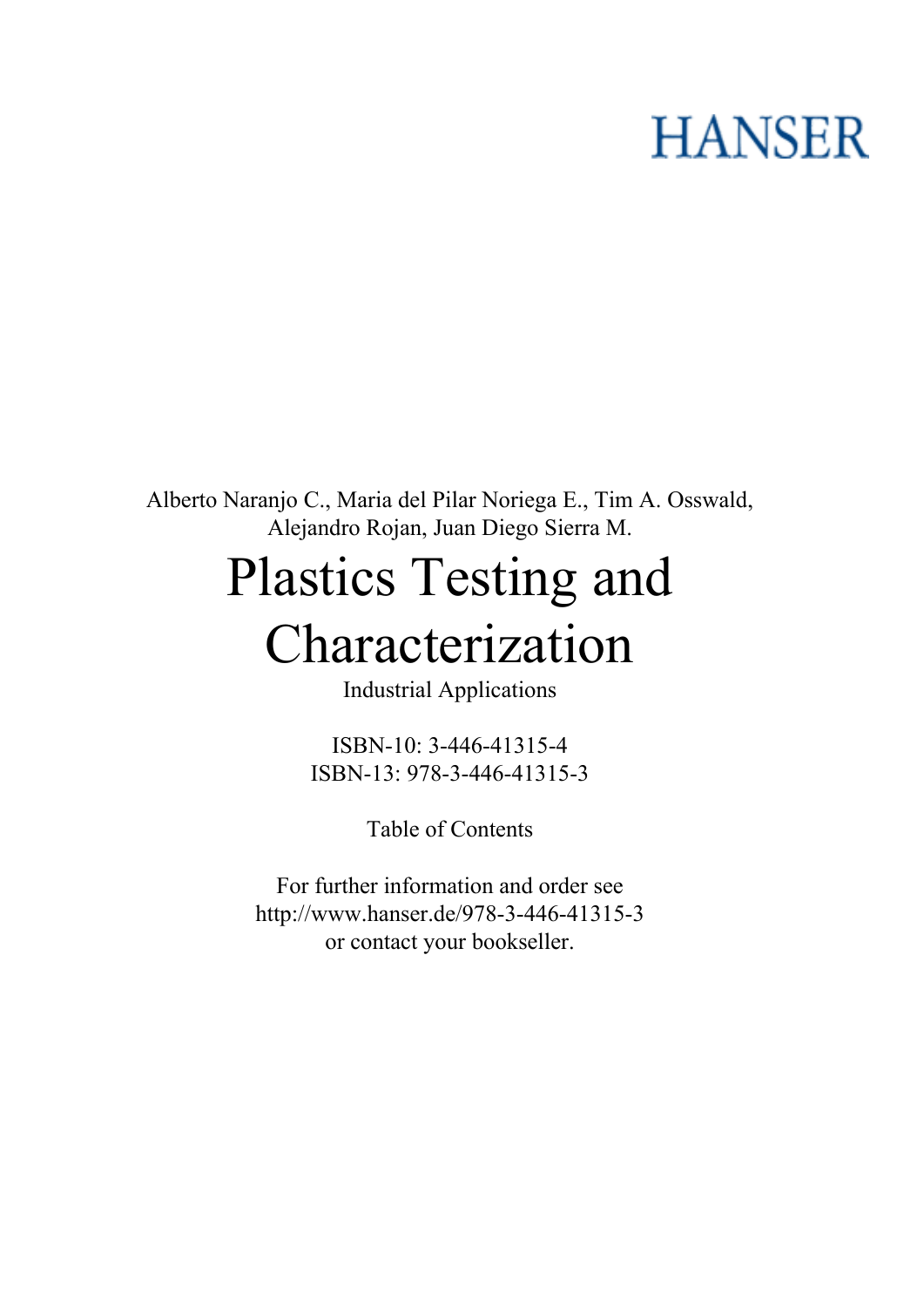HANSER

Alberto Naranjo C., Maria del Pilar Noriega E., Tim A. Osswald, Alejandro Rojan, Juan Diego Sierra M.

# Plastics Testing and Characterization

Industrial Applications

ISBN-10: 3-446-41315-4
ISBN-13: 978-3-446-41315-3

Table of Contents

For further information and order see
http://www.hanser.de/978-3-446-41315-3
or contact your bookseller.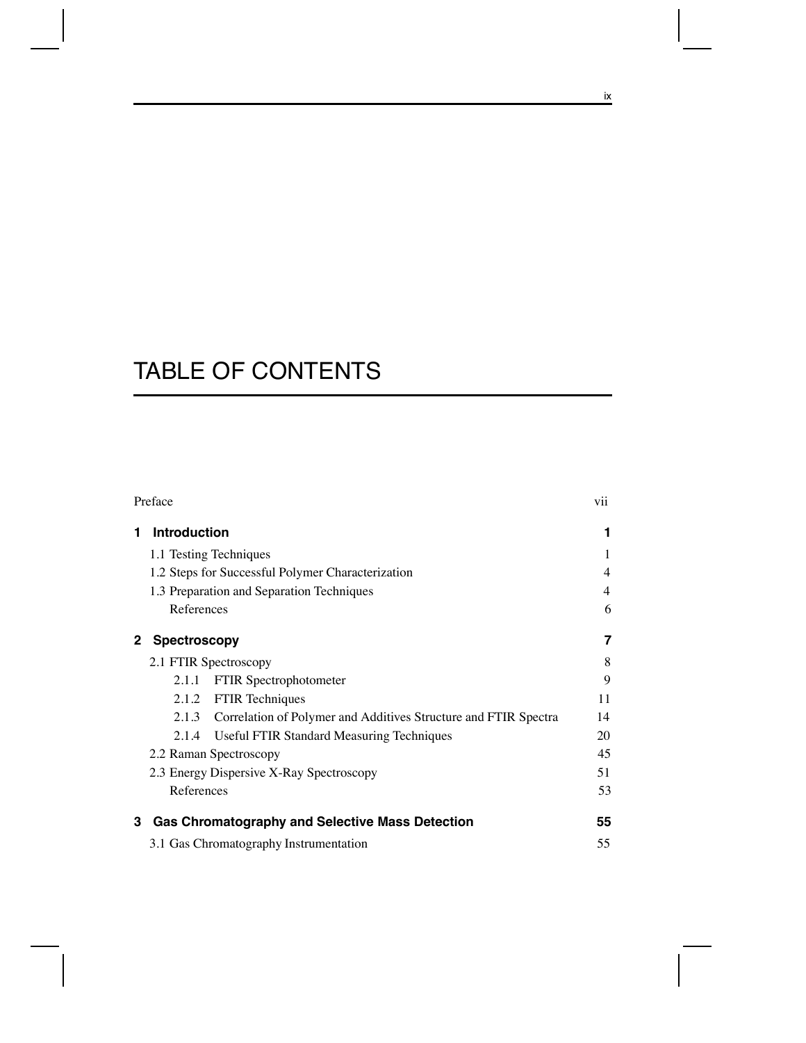# TABLE OF CONTENTS

| | |
|---|---|
| Preface | vii |
| **1 Introduction** | **1** |
| 1.1 Testing Techniques | 1 |
| 1.2 Steps for Successful Polymer Characterization | 4 |
| 1.3 Preparation and Separation Techniques | 4 |
| References | 6 |
| **2 Spectroscopy** | **7** |
| 2.1 FTIR Spectroscopy | 8 |
| 2.1.1 FTIR Spectrophotometer | 9 |
| 2.1.2 FTIR Techniques | 11 |
| 2.1.3 Correlation of Polymer and Additives Structure and FTIR Spectra | 14 |
| 2.1.4 Useful FTIR Standard Measuring Techniques | 20 |
| 2.2 Raman Spectroscopy | 45 |
| 2.3 Energy Dispersive X-Ray Spectroscopy | 51 |
| References | 53 |
| **3 Gas Chromatography and Selective Mass Detection** | **55** |
| 3.1 Gas Chromatography Instrumentation | 55 |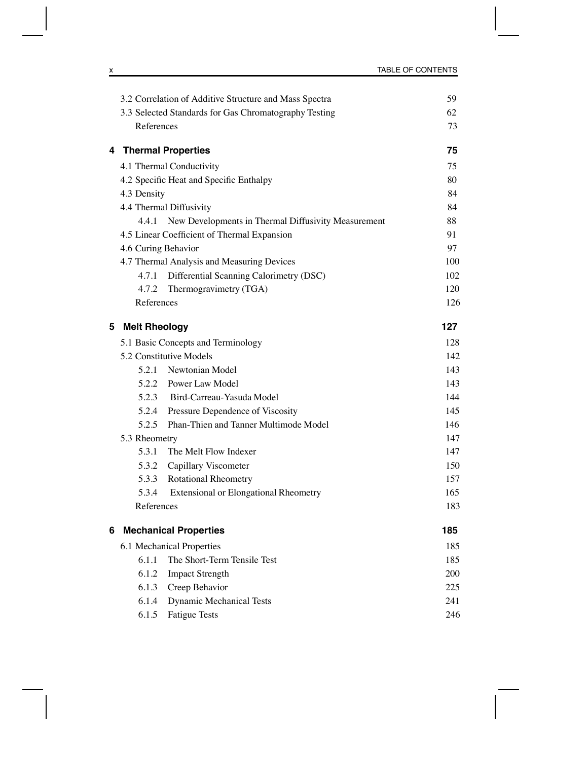| | |
|---|---|
| 3.2 Correlation of Additive Structure and Mass Spectra | 59 |
| 3.3 Selected Standards for Gas Chromatography Testing | 62 |
| References | 73 |

## 4 Thermal Properties — 75

| | |
|---|---|
| 4.1 Thermal Conductivity | 75 |
| 4.2 Specific Heat and Specific Enthalpy | 80 |
| 4.3 Density | 84 |
| 4.4 Thermal Diffusivity | 84 |
| 4.4.1 New Developments in Thermal Diffusivity Measurement | 88 |
| 4.5 Linear Coefficient of Thermal Expansion | 91 |
| 4.6 Curing Behavior | 97 |
| 4.7 Thermal Analysis and Measuring Devices | 100 |
| 4.7.1 Differential Scanning Calorimetry (DSC) | 102 |
| 4.7.2 Thermogravimetry (TGA) | 120 |
| References | 126 |

## 5 Melt Rheology — 127

| | |
|---|---|
| 5.1 Basic Concepts and Terminology | 128 |
| 5.2 Constitutive Models | 142 |
| 5.2.1 Newtonian Model | 143 |
| 5.2.2 Power Law Model | 143 |
| 5.2.3 Bird-Carreau-Yasuda Model | 144 |
| 5.2.4 Pressure Dependence of Viscosity | 145 |
| 5.2.5 Phan-Thien and Tanner Multimode Model | 146 |
| 5.3 Rheometry | 147 |
| 5.3.1 The Melt Flow Indexer | 147 |
| 5.3.2 Capillary Viscometer | 150 |
| 5.3.3 Rotational Rheometry | 157 |
| 5.3.4 Extensional or Elongational Rheometry | 165 |
| References | 183 |

## 6 Mechanical Properties — 185

| | |
|---|---|
| 6.1 Mechanical Properties | 185 |
| 6.1.1 The Short-Term Tensile Test | 185 |
| 6.1.2 Impact Strength | 200 |
| 6.1.3 Creep Behavior | 225 |
| 6.1.4 Dynamic Mechanical Tests | 241 |
| 6.1.5 Fatigue Tests | 246 |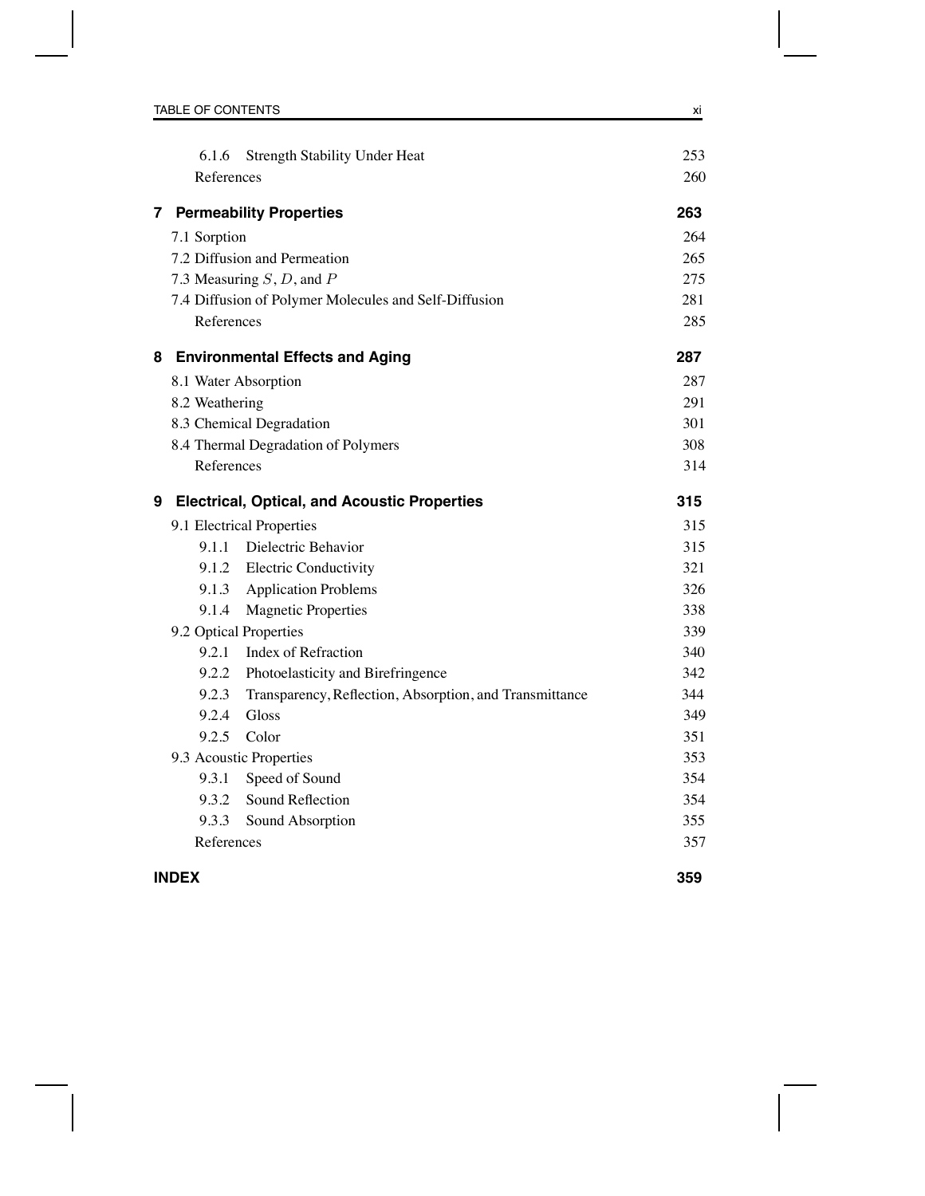| | |
|---|---|
| 6.1.6 Strength Stability Under Heat | 253 |
| References | 260 |
| **7 Permeability Properties** | **263** |
| 7.1 Sorption | 264 |
| 7.2 Diffusion and Permeation | 265 |
| 7.3 Measuring $S$, $D$, and $P$ | 275 |
| 7.4 Diffusion of Polymer Molecules and Self-Diffusion | 281 |
| References | 285 |
| **8 Environmental Effects and Aging** | **287** |
| 8.1 Water Absorption | 287 |
| 8.2 Weathering | 291 |
| 8.3 Chemical Degradation | 301 |
| 8.4 Thermal Degradation of Polymers | 308 |
| References | 314 |
| **9 Electrical, Optical, and Acoustic Properties** | **315** |
| 9.1 Electrical Properties | 315 |
| 9.1.1 Dielectric Behavior | 315 |
| 9.1.2 Electric Conductivity | 321 |
| 9.1.3 Application Problems | 326 |
| 9.1.4 Magnetic Properties | 338 |
| 9.2 Optical Properties | 339 |
| 9.2.1 Index of Refraction | 340 |
| 9.2.2 Photoelasticity and Birefringence | 342 |
| 9.2.3 Transparency, Reflection, Absorption, and Transmittance | 344 |
| 9.2.4 Gloss | 349 |
| 9.2.5 Color | 351 |
| 9.3 Acoustic Properties | 353 |
| 9.3.1 Speed of Sound | 354 |
| 9.3.2 Sound Reflection | 354 |
| 9.3.3 Sound Absorption | 355 |
| References | 357 |
| **INDEX** | **359** |